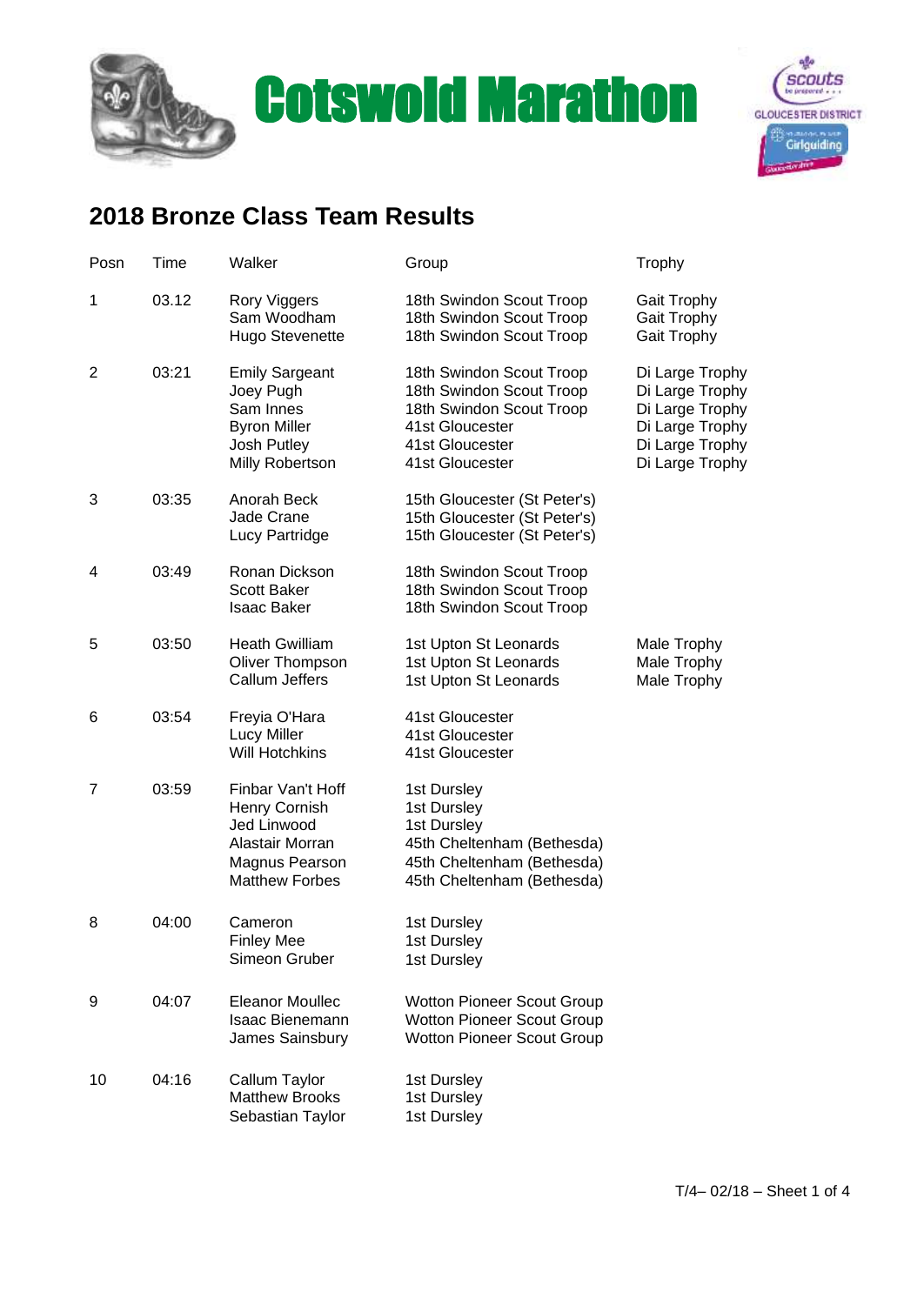# Cotswold Marathon

## 2018 Bronze Class Team Results

| Posn | Time | Walker | Group | Trophy |
|---|---|---|---|---|
| 1 | 03.12 | Rory Viggers | 18th Swindon Scout Troop | Gait Trophy |
| | | Sam Woodham | 18th Swindon Scout Troop | Gait Trophy |
| | | Hugo Stevenette | 18th Swindon Scout Troop | Gait Trophy |
| 2 | 03:21 | Emily Sargeant | 18th Swindon Scout Troop | Di Large Trophy |
| | | Joey Pugh | 18th Swindon Scout Troop | Di Large Trophy |
| | | Sam Innes | 18th Swindon Scout Troop | Di Large Trophy |
| | | Byron Miller | 41st Gloucester | Di Large Trophy |
| | | Josh Putley | 41st Gloucester | Di Large Trophy |
| | | Milly Robertson | 41st Gloucester | Di Large Trophy |
| 3 | 03:35 | Anorah Beck | 15th Gloucester (St Peter's) | |
| | | Jade Crane | 15th Gloucester (St Peter's) | |
| | | Lucy Partridge | 15th Gloucester (St Peter's) | |
| 4 | 03:49 | Ronan Dickson | 18th Swindon Scout Troop | |
| | | Scott Baker | 18th Swindon Scout Troop | |
| | | Isaac Baker | 18th Swindon Scout Troop | |
| 5 | 03:50 | Heath Gwilliam | 1st Upton St Leonards | Male Trophy |
| | | Oliver Thompson | 1st Upton St Leonards | Male Trophy |
| | | Callum Jeffers | 1st Upton St Leonards | Male Trophy |
| 6 | 03:54 | Freyia O'Hara | 41st Gloucester | |
| | | Lucy Miller | 41st Gloucester | |
| | | Will Hotchkins | 41st Gloucester | |
| 7 | 03:59 | Finbar Van't Hoff | 1st Dursley | |
| | | Henry Cornish | 1st Dursley | |
| | | Jed Linwood | 1st Dursley | |
| | | Alastair Morran | 45th Cheltenham (Bethesda) | |
| | | Magnus Pearson | 45th Cheltenham (Bethesda) | |
| | | Matthew Forbes | 45th Cheltenham (Bethesda) | |
| 8 | 04:00 | Cameron | 1st Dursley | |
| | | Finley Mee | 1st Dursley | |
| | | Simeon Gruber | 1st Dursley | |
| 9 | 04:07 | Eleanor Moullec | Wotton Pioneer Scout Group | |
| | | Isaac Bienemann | Wotton Pioneer Scout Group | |
| | | James Sainsbury | Wotton Pioneer Scout Group | |
| 10 | 04:16 | Callum Taylor | 1st Dursley | |
| | | Matthew Brooks | 1st Dursley | |
| | | Sebastian Taylor | 1st Dursley | |

T/4– 02/18 – Sheet 1 of 4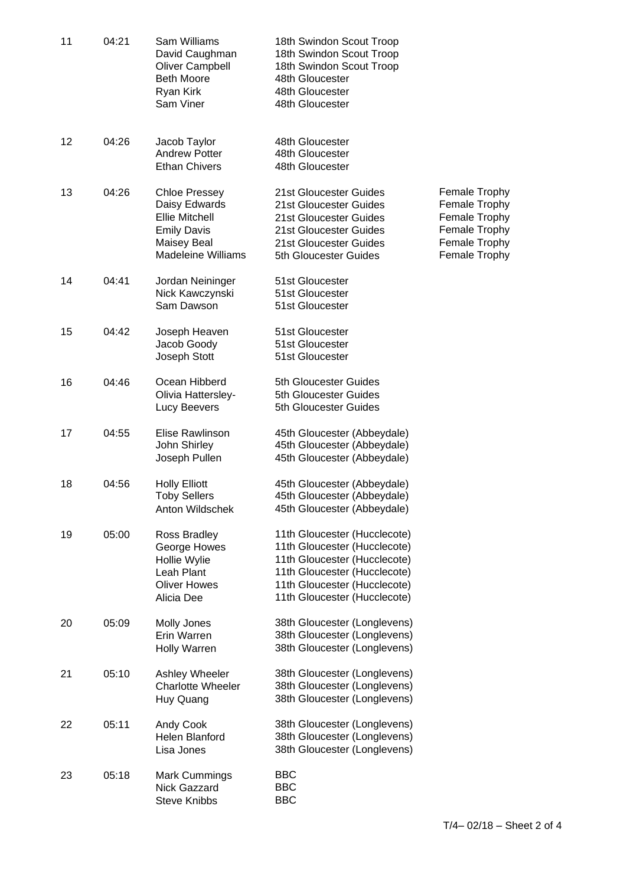| | | | | |
|---|---|---|---|---|
| 11 | 04:21 | Sam Williams | 18th Swindon Scout Troop | |
| | | David Caughman | 18th Swindon Scout Troop | |
| | | Oliver Campbell | 18th Swindon Scout Troop | |
| | | Beth Moore | 48th Gloucester | |
| | | Ryan Kirk | 48th Gloucester | |
| | | Sam Viner | 48th Gloucester | |
| 12 | 04:26 | Jacob Taylor | 48th Gloucester | |
| | | Andrew Potter | 48th Gloucester | |
| | | Ethan Chivers | 48th Gloucester | |
| 13 | 04:26 | Chloe Pressey | 21st Gloucester Guides | Female Trophy |
| | | Daisy Edwards | 21st Gloucester Guides | Female Trophy |
| | | Ellie Mitchell | 21st Gloucester Guides | Female Trophy |
| | | Emily Davis | 21st Gloucester Guides | Female Trophy |
| | | Maisey Beal | 21st Gloucester Guides | Female Trophy |
| | | Madeleine Williams | 5th Gloucester Guides | Female Trophy |
| 14 | 04:41 | Jordan Neininger | 51st Gloucester | |
| | | Nick Kawczynski | 51st Gloucester | |
| | | Sam Dawson | 51st Gloucester | |
| 15 | 04:42 | Joseph Heaven | 51st Gloucester | |
| | | Jacob Goody | 51st Gloucester | |
| | | Joseph Stott | 51st Gloucester | |
| 16 | 04:46 | Ocean Hibberd | 5th Gloucester Guides | |
| | | Olivia Hattersley- | 5th Gloucester Guides | |
| | | Lucy Beevers | 5th Gloucester Guides | |
| 17 | 04:55 | Elise Rawlinson | 45th Gloucester (Abbeydale) | |
| | | John Shirley | 45th Gloucester (Abbeydale) | |
| | | Joseph Pullen | 45th Gloucester (Abbeydale) | |
| 18 | 04:56 | Holly Elliott | 45th Gloucester (Abbeydale) | |
| | | Toby Sellers | 45th Gloucester (Abbeydale) | |
| | | Anton Wildschek | 45th Gloucester (Abbeydale) | |
| 19 | 05:00 | Ross Bradley | 11th Gloucester (Hucclecote) | |
| | | George Howes | 11th Gloucester (Hucclecote) | |
| | | Hollie Wylie | 11th Gloucester (Hucclecote) | |
| | | Leah Plant | 11th Gloucester (Hucclecote) | |
| | | Oliver Howes | 11th Gloucester (Hucclecote) | |
| | | Alicia Dee | 11th Gloucester (Hucclecote) | |
| 20 | 05:09 | Molly Jones | 38th Gloucester (Longlevens) | |
| | | Erin Warren | 38th Gloucester (Longlevens) | |
| | | Holly Warren | 38th Gloucester (Longlevens) | |
| 21 | 05:10 | Ashley Wheeler | 38th Gloucester (Longlevens) | |
| | | Charlotte Wheeler | 38th Gloucester (Longlevens) | |
| | | Huy Quang | 38th Gloucester (Longlevens) | |
| 22 | 05:11 | Andy Cook | 38th Gloucester (Longlevens) | |
| | | Helen Blanford | 38th Gloucester (Longlevens) | |
| | | Lisa Jones | 38th Gloucester (Longlevens) | |
| 23 | 05:18 | Mark Cummings | BBC | |
| | | Nick Gazzard | BBC | |
| | | Steve Knibbs | BBC | |

T/4– 02/18 – Sheet 2 of 4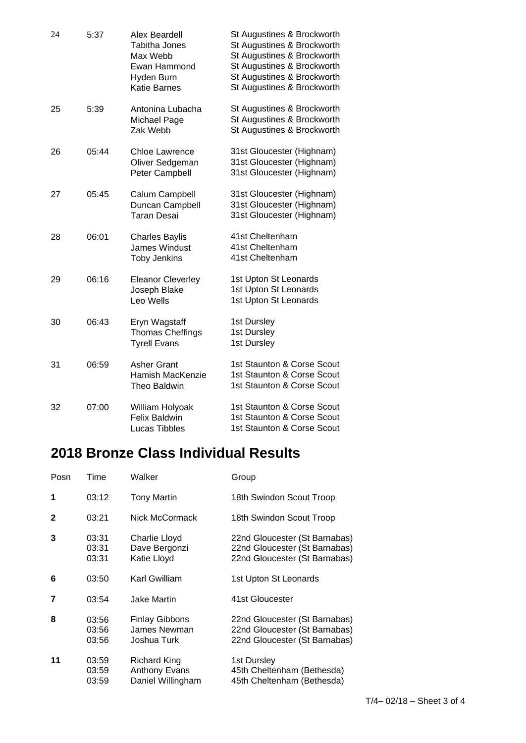| | | | |
|---|---|---|---|
| 24 | 5:37 | Alex Beardell<br>Tabitha Jones<br>Max Webb<br>Ewan Hammond<br>Hyden Burn<br>Katie Barnes | St Augustines & Brockworth<br>St Augustines & Brockworth<br>St Augustines & Brockworth<br>St Augustines & Brockworth<br>St Augustines & Brockworth<br>St Augustines & Brockworth |
| 25 | 5:39 | Antonina Lubacha<br>Michael Page<br>Zak Webb | St Augustines & Brockworth<br>St Augustines & Brockworth<br>St Augustines & Brockworth |
| 26 | 05:44 | Chloe Lawrence<br>Oliver Sedgeman<br>Peter Campbell | 31st Gloucester (Highnam)<br>31st Gloucester (Highnam)<br>31st Gloucester (Highnam) |
| 27 | 05:45 | Calum Campbell<br>Duncan Campbell<br>Taran Desai | 31st Gloucester (Highnam)<br>31st Gloucester (Highnam)<br>31st Gloucester (Highnam) |
| 28 | 06:01 | Charles Baylis<br>James Windust<br>Toby Jenkins | 41st Cheltenham<br>41st Cheltenham<br>41st Cheltenham |
| 29 | 06:16 | Eleanor Cleverley<br>Joseph Blake<br>Leo Wells | 1st Upton St Leonards<br>1st Upton St Leonards<br>1st Upton St Leonards |
| 30 | 06:43 | Eryn Wagstaff<br>Thomas Cheffings<br>Tyrell Evans | 1st Dursley<br>1st Dursley<br>1st Dursley |
| 31 | 06:59 | Asher Grant<br>Hamish MacKenzie<br>Theo Baldwin | 1st Staunton & Corse Scout<br>1st Staunton & Corse Scout<br>1st Staunton & Corse Scout |
| 32 | 07:00 | William Holyoak<br>Felix Baldwin<br>Lucas Tibbles | 1st Staunton & Corse Scout<br>1st Staunton & Corse Scout<br>1st Staunton & Corse Scout |

## 2018 Bronze Class Individual Results

| Posn | Time | Walker | Group |
|---|---|---|---|
| **1** | 03:12 | Tony Martin | 18th Swindon Scout Troop |
| **2** | 03:21 | Nick McCormack | 18th Swindon Scout Troop |
| **3** | 03:31<br>03:31<br>03:31 | Charlie Lloyd<br>Dave Bergonzi<br>Katie Lloyd | 22nd Gloucester (St Barnabas)<br>22nd Gloucester (St Barnabas)<br>22nd Gloucester (St Barnabas) |
| **6** | 03:50 | Karl Gwilliam | 1st Upton St Leonards |
| **7** | 03:54 | Jake Martin | 41st Gloucester |
| **8** | 03:56<br>03:56<br>03:56 | Finlay Gibbons<br>James Newman<br>Joshua Turk | 22nd Gloucester (St Barnabas)<br>22nd Gloucester (St Barnabas)<br>22nd Gloucester (St Barnabas) |
| **11** | 03:59<br>03:59<br>03:59 | Richard King<br>Anthony Evans<br>Daniel Willingham | 1st Dursley<br>45th Cheltenham (Bethesda)<br>45th Cheltenham (Bethesda) |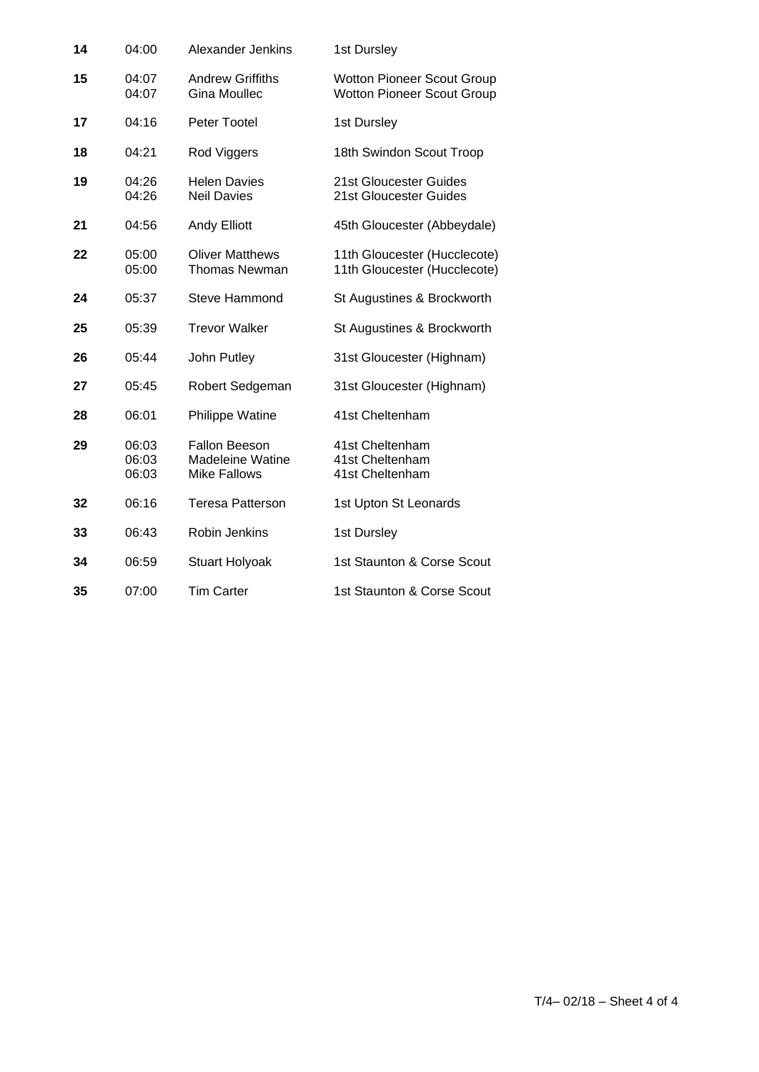| | | | |
|---|---|---|---|
| **14** | 04:00 | Alexander Jenkins | 1st Dursley |
| **15** | 04:07 | Andrew Griffiths | Wotton Pioneer Scout Group |
| | 04:07 | Gina Moullec | Wotton Pioneer Scout Group |
| **17** | 04:16 | Peter Tootel | 1st Dursley |
| **18** | 04:21 | Rod Viggers | 18th Swindon Scout Troop |
| **19** | 04:26 | Helen Davies | 21st Gloucester Guides |
| | 04:26 | Neil Davies | 21st Gloucester Guides |
| **21** | 04:56 | Andy Elliott | 45th Gloucester (Abbeydale) |
| **22** | 05:00 | Oliver Matthews | 11th Gloucester (Hucclecote) |
| | 05:00 | Thomas Newman | 11th Gloucester (Hucclecote) |
| **24** | 05:37 | Steve Hammond | St Augustines & Brockworth |
| **25** | 05:39 | Trevor Walker | St Augustines & Brockworth |
| **26** | 05:44 | John Putley | 31st Gloucester (Highnam) |
| **27** | 05:45 | Robert Sedgeman | 31st Gloucester (Highnam) |
| **28** | 06:01 | Philippe Watine | 41st Cheltenham |
| **29** | 06:03 | Fallon Beeson | 41st Cheltenham |
| | 06:03 | Madeleine Watine | 41st Cheltenham |
| | 06:03 | Mike Fallows | 41st Cheltenham |
| **32** | 06:16 | Teresa Patterson | 1st Upton St Leonards |
| **33** | 06:43 | Robin Jenkins | 1st Dursley |
| **34** | 06:59 | Stuart Holyoak | 1st Staunton & Corse Scout |
| **35** | 07:00 | Tim Carter | 1st Staunton & Corse Scout |